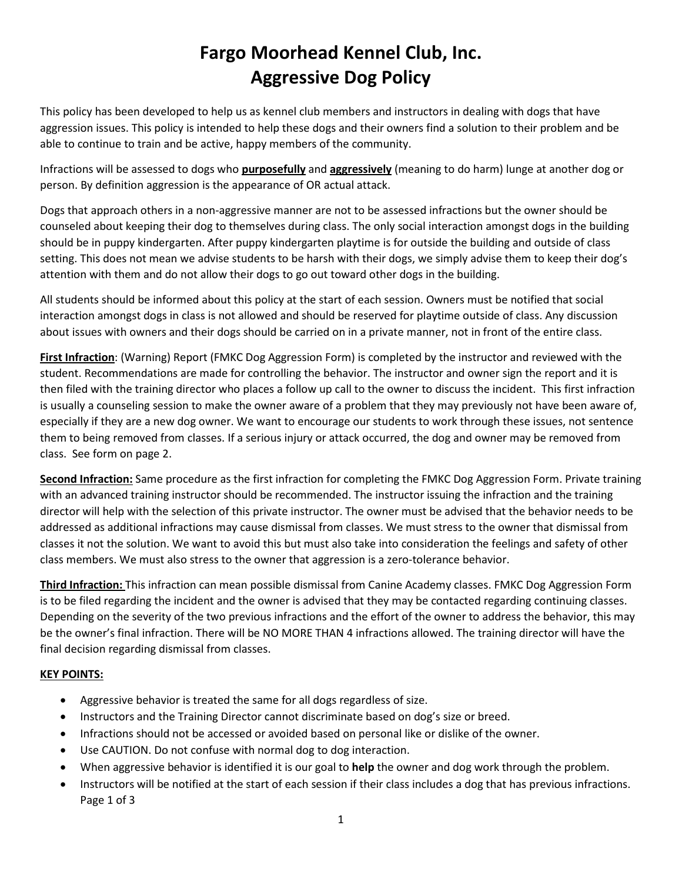# Fargo Moorhead Kennel Club, Inc.
# Aggressive Dog Policy

This policy has been developed to help us as kennel club members and instructors in dealing with dogs that have aggression issues. This policy is intended to help these dogs and their owners find a solution to their problem and be able to continue to train and be active, happy members of the community.

Infractions will be assessed to dogs who **purposefully** and **aggressively** (meaning to do harm) lunge at another dog or person. By definition aggression is the appearance of OR actual attack.

Dogs that approach others in a non-aggressive manner are not to be assessed infractions but the owner should be counseled about keeping their dog to themselves during class. The only social interaction amongst dogs in the building should be in puppy kindergarten. After puppy kindergarten playtime is for outside the building and outside of class setting. This does not mean we advise students to be harsh with their dogs, we simply advise them to keep their dog's attention with them and do not allow their dogs to go out toward other dogs in the building.

All students should be informed about this policy at the start of each session. Owners must be notified that social interaction amongst dogs in class is not allowed and should be reserved for playtime outside of class. Any discussion about issues with owners and their dogs should be carried on in a private manner, not in front of the entire class.

**First Infraction**: (Warning) Report (FMKC Dog Aggression Form) is completed by the instructor and reviewed with the student. Recommendations are made for controlling the behavior. The instructor and owner sign the report and it is then filed with the training director who places a follow up call to the owner to discuss the incident. This first infraction is usually a counseling session to make the owner aware of a problem that they may previously not have been aware of, especially if they are a new dog owner. We want to encourage our students to work through these issues, not sentence them to being removed from classes. If a serious injury or attack occurred, the dog and owner may be removed from class. See form on page 2.

**Second Infraction:** Same procedure as the first infraction for completing the FMKC Dog Aggression Form. Private training with an advanced training instructor should be recommended. The instructor issuing the infraction and the training director will help with the selection of this private instructor. The owner must be advised that the behavior needs to be addressed as additional infractions may cause dismissal from classes. We must stress to the owner that dismissal from classes it not the solution. We want to avoid this but must also take into consideration the feelings and safety of other class members. We must also stress to the owner that aggression is a zero-tolerance behavior.

**Third Infraction:** This infraction can mean possible dismissal from Canine Academy classes. FMKC Dog Aggression Form is to be filed regarding the incident and the owner is advised that they may be contacted regarding continuing classes. Depending on the severity of the two previous infractions and the effort of the owner to address the behavior, this may be the owner's final infraction. There will be NO MORE THAN 4 infractions allowed. The training director will have the final decision regarding dismissal from classes.

**KEY POINTS:**

- Aggressive behavior is treated the same for all dogs regardless of size.
- Instructors and the Training Director cannot discriminate based on dog's size or breed.
- Infractions should not be accessed or avoided based on personal like or dislike of the owner.
- Use CAUTION. Do not confuse with normal dog to dog interaction.
- When aggressive behavior is identified it is our goal to **help** the owner and dog work through the problem.
- Instructors will be notified at the start of each session if their class includes a dog that has previous infractions.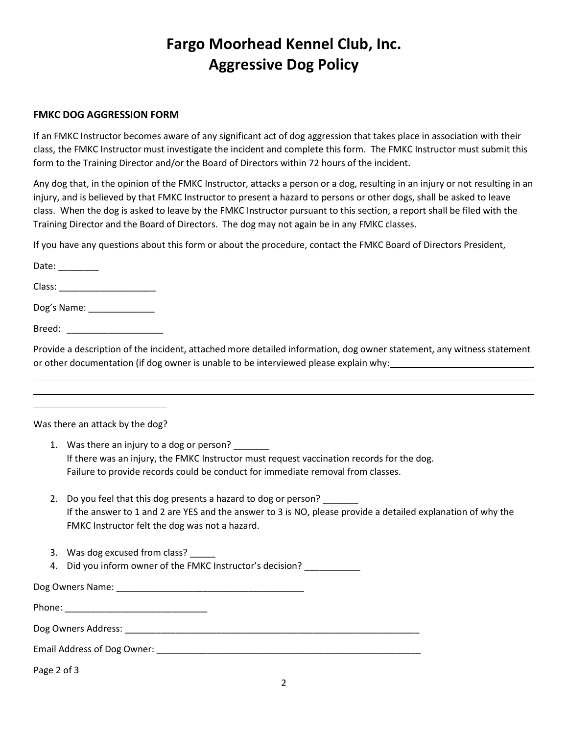# Fargo Moorhead Kennel Club, Inc.
# Aggressive Dog Policy

**FMKC DOG AGGRESSION FORM**

If an FMKC Instructor becomes aware of any significant act of dog aggression that takes place in association with their class, the FMKC Instructor must investigate the incident and complete this form. The FMKC Instructor must submit this form to the Training Director and/or the Board of Directors within 72 hours of the incident.

Any dog that, in the opinion of the FMKC Instructor, attacks a person or a dog, resulting in an injury or not resulting in an injury, and is believed by that FMKC Instructor to present a hazard to persons or other dogs, shall be asked to leave class. When the dog is asked to leave by the FMKC Instructor pursuant to this section, a report shall be filed with the Training Director and the Board of Directors. The dog may not again be in any FMKC classes.

If you have any questions about this form or about the procedure, contact the FMKC Board of Directors President,

Date: ________

Class: ___________________

Dog's Name: _____________

Breed: ___________________

Provide a description of the incident, attached more detailed information, dog owner statement, any witness statement or other documentation (if dog owner is unable to be interviewed please explain why: ____________________________

______________________________________________________________________________

______________________________________________________________________________

__________________________

Was there an attack by the dog?

1. Was there an injury to a dog or person? _______
   If there was an injury, the FMKC Instructor must request vaccination records for the dog.
   Failure to provide records could be conduct for immediate removal from classes.

2. Do you feel that this dog presents a hazard to dog or person? _______
   If the answer to 1 and 2 are YES and the answer to 3 is NO, please provide a detailed explanation of why the FMKC Instructor felt the dog was not a hazard.

3. Was dog excused from class? _____
4. Did you inform owner of the FMKC Instructor's decision? ___________

Dog Owners Name: ______________________________________

Phone: ____________________________

Dog Owners Address: ____________________________________________________________

Email Address of Dog Owner: ______________________________________________________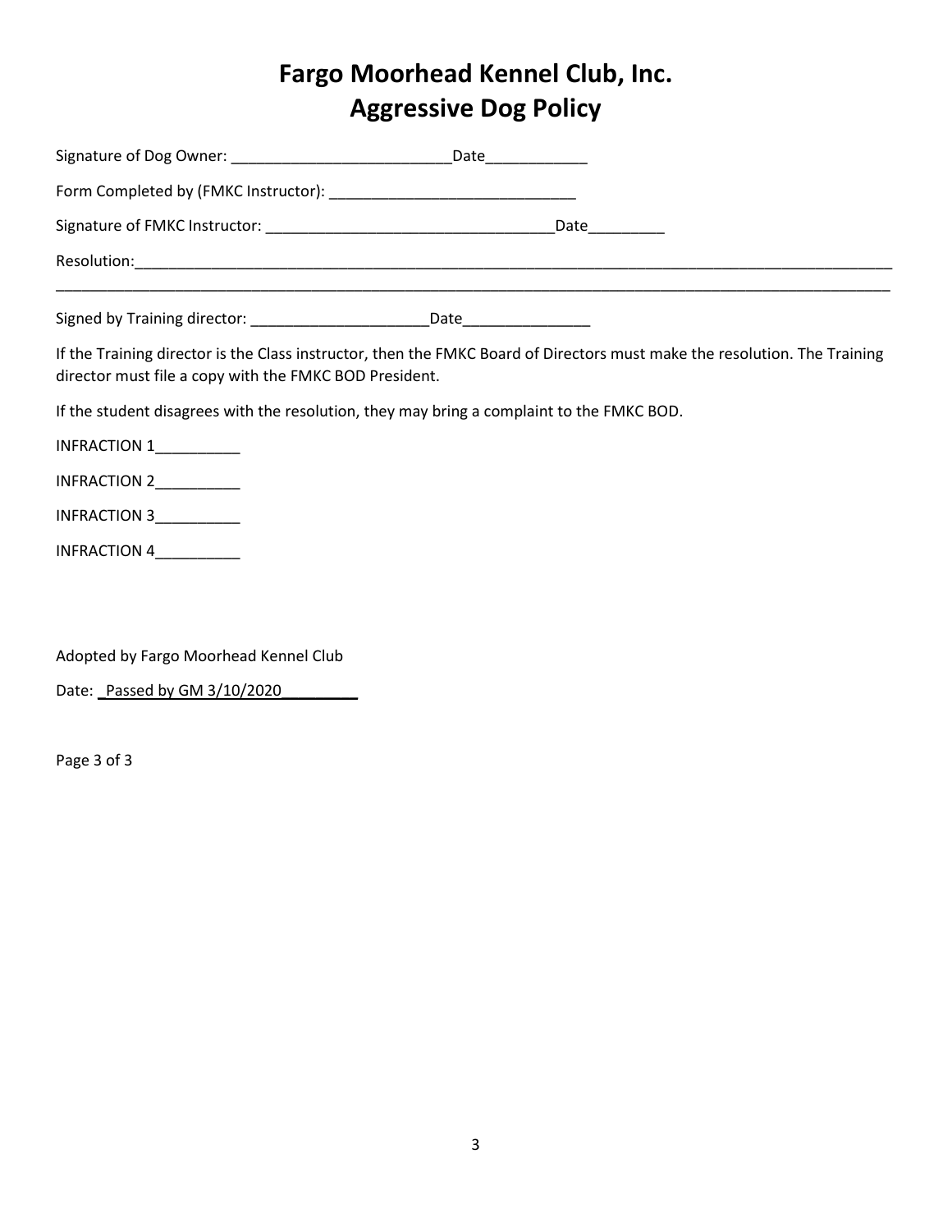# Fargo Moorhead Kennel Club, Inc.
# Aggressive Dog Policy

Signature of Dog Owner: __________________________Date____________

Form Completed by (FMKC Instructor): _____________________________

Signature of FMKC Instructor: __________________________________Date_________

Resolution:_________________________________________________________________________________________________
_____________________________________________________________________________________________________________

Signed by Training director: _____________________Date_______________

If the Training director is the Class instructor, then the FMKC Board of Directors must make the resolution. The Training director must file a copy with the FMKC BOD President.

If the student disagrees with the resolution, they may bring a complaint to the FMKC BOD.

INFRACTION 1__________

INFRACTION 2__________

INFRACTION 3__________

INFRACTION 4__________

Adopted by Fargo Moorhead Kennel Club

Date: _Passed by GM 3/10/2020_________